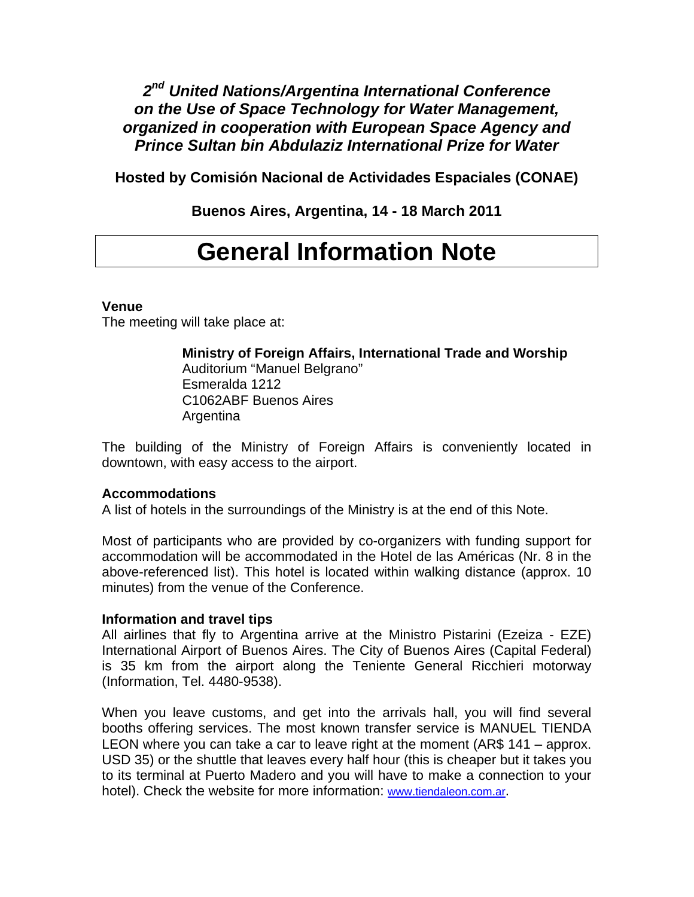***2nd United Nations/Argentina International Conference on the Use of Space Technology for Water Management, organized in cooperation with European Space Agency and Prince Sultan bin Abdulaziz International Prize for Water***

**Hosted by Comisión Nacional de Actividades Espaciales (CONAE)**

**Buenos Aires, Argentina, 14 - 18 March 2011**

# General Information Note

**Venue**

The meeting will take place at:

> **Ministry of Foreign Affairs, International Trade and Worship**
> Auditorium "Manuel Belgrano"
> Esmeralda 1212
> C1062ABF Buenos Aires
> Argentina

The building of the Ministry of Foreign Affairs is conveniently located in downtown, with easy access to the airport.

**Accommodations**

A list of hotels in the surroundings of the Ministry is at the end of this Note.

Most of participants who are provided by co-organizers with funding support for accommodation will be accommodated in the Hotel de las Américas (Nr. 8 in the above-referenced list). This hotel is located within walking distance (approx. 10 minutes) from the venue of the Conference.

**Information and travel tips**

All airlines that fly to Argentina arrive at the Ministro Pistarini (Ezeiza - EZE) International Airport of Buenos Aires. The City of Buenos Aires (Capital Federal) is 35 km from the airport along the Teniente General Ricchieri motorway (Information, Tel. 4480-9538).

When you leave customs, and get into the arrivals hall, you will find several booths offering services. The most known transfer service is MANUEL TIENDA LEON where you can take a car to leave right at the moment (AR$ 141 – approx. USD 35) or the shuttle that leaves every half hour (this is cheaper but it takes you to its terminal at Puerto Madero and you will have to make a connection to your hotel). Check the website for more information: www.tiendaleon.com.ar.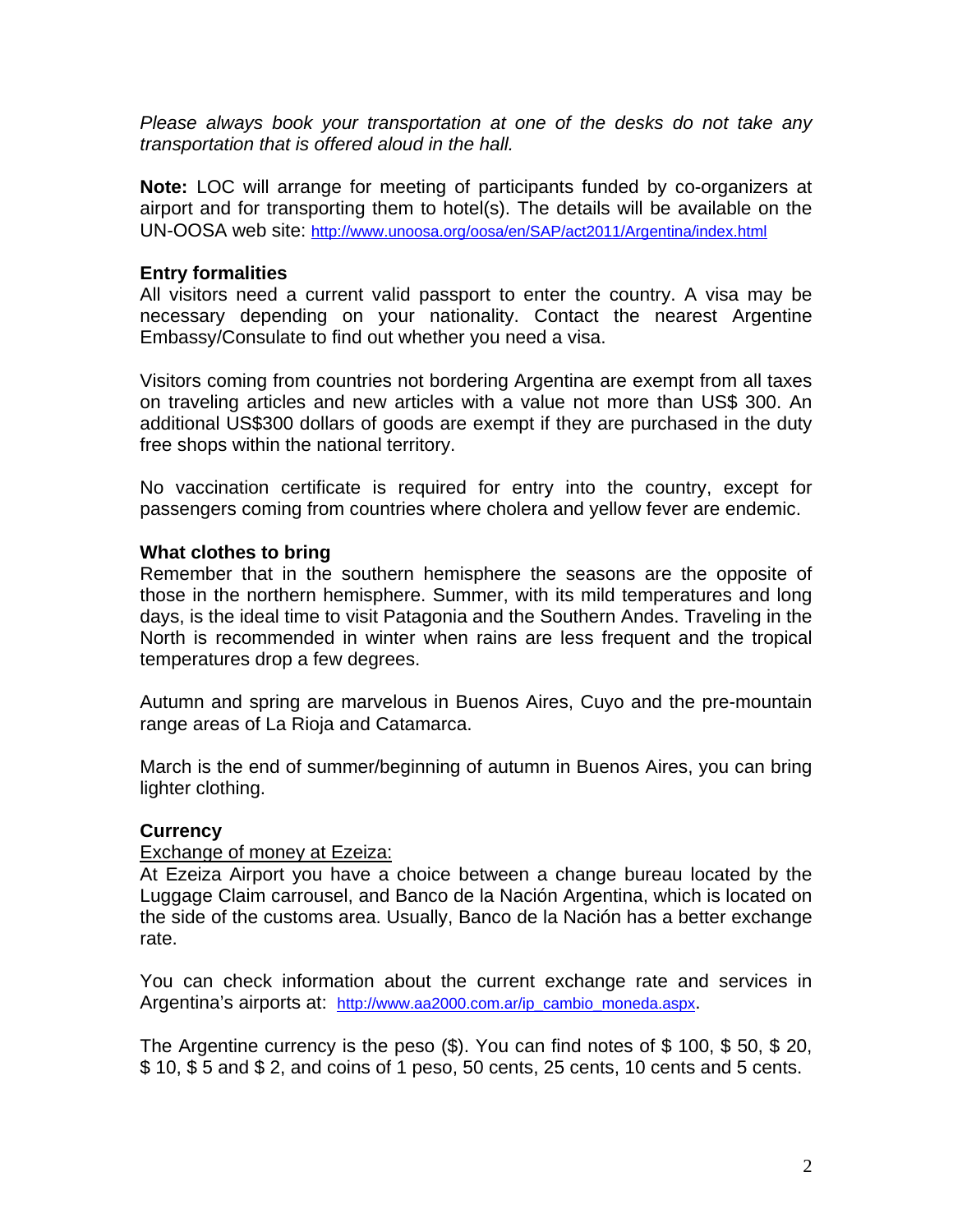*Please always book your transportation at one of the desks do not take any transportation that is offered aloud in the hall.*

**Note:** LOC will arrange for meeting of participants funded by co-organizers at airport and for transporting them to hotel(s). The details will be available on the UN-OOSA web site: http://www.unoosa.org/oosa/en/SAP/act2011/Argentina/index.html

### Entry formalities

All visitors need a current valid passport to enter the country. A visa may be necessary depending on your nationality. Contact the nearest Argentine Embassy/Consulate to find out whether you need a visa.

Visitors coming from countries not bordering Argentina are exempt from all taxes on traveling articles and new articles with a value not more than US$ 300. An additional US$300 dollars of goods are exempt if they are purchased in the duty free shops within the national territory.

No vaccination certificate is required for entry into the country, except for passengers coming from countries where cholera and yellow fever are endemic.

### What clothes to bring

Remember that in the southern hemisphere the seasons are the opposite of those in the northern hemisphere. Summer, with its mild temperatures and long days, is the ideal time to visit Patagonia and the Southern Andes. Traveling in the North is recommended in winter when rains are less frequent and the tropical temperatures drop a few degrees.

Autumn and spring are marvelous in Buenos Aires, Cuyo and the pre-mountain range areas of La Rioja and Catamarca.

March is the end of summer/beginning of autumn in Buenos Aires, you can bring lighter clothing.

### Currency

<u>Exchange of money at Ezeiza:</u>

At Ezeiza Airport you have a choice between a change bureau located by the Luggage Claim carrousel, and Banco de la Nación Argentina, which is located on the side of the customs area. Usually, Banco de la Nación has a better exchange rate.

You can check information about the current exchange rate and services in Argentina's airports at: http://www.aa2000.com.ar/ip_cambio_moneda.aspx.

The Argentine currency is the peso ($). You can find notes of $ 100, $ 50, $ 20, $ 10, $ 5 and $ 2, and coins of 1 peso, 50 cents, 25 cents, 10 cents and 5 cents.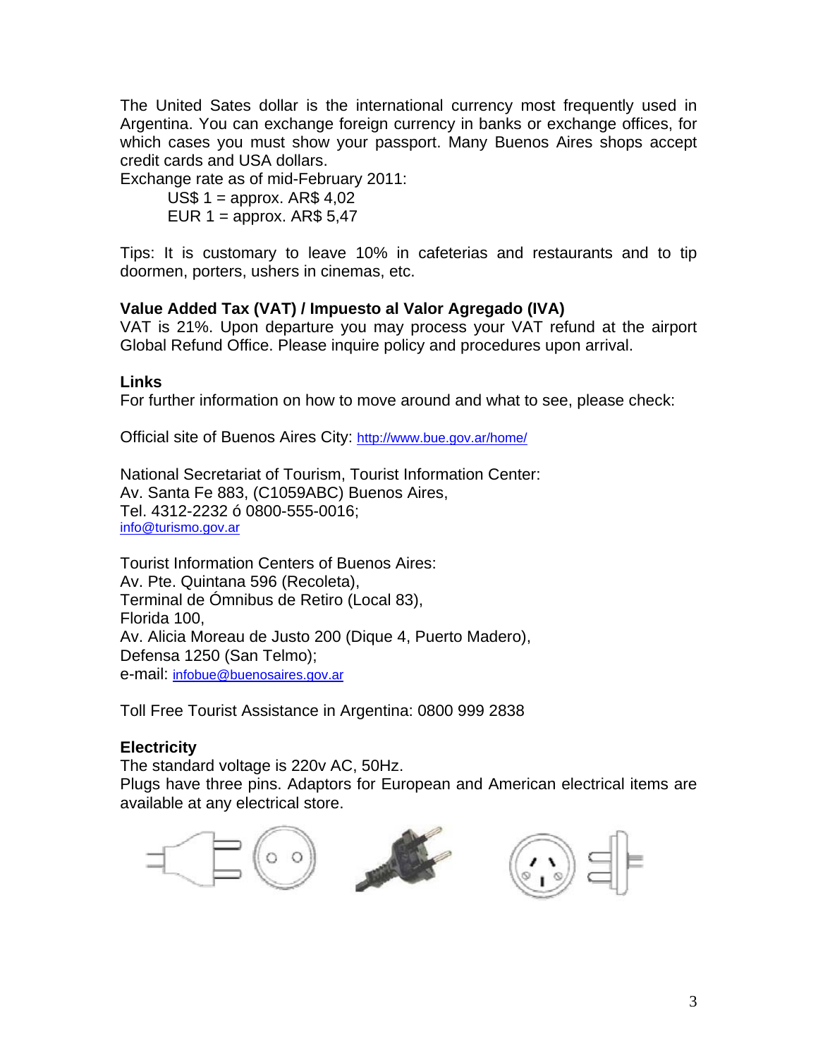The United Sates dollar is the international currency most frequently used in Argentina. You can exchange foreign currency in banks or exchange offices, for which cases you must show your passport. Many Buenos Aires shops accept credit cards and USA dollars.

Exchange rate as of mid-February 2011:

US$ 1 = approx. AR$ 4,02
EUR 1 = approx. AR$ 5,47

Tips: It is customary to leave 10% in cafeterias and restaurants and to tip doormen, porters, ushers in cinemas, etc.

**Value Added Tax (VAT) / Impuesto al Valor Agregado (IVA)**

VAT is 21%. Upon departure you may process your VAT refund at the airport Global Refund Office. Please inquire policy and procedures upon arrival.

**Links**

For further information on how to move around and what to see, please check:

Official site of Buenos Aires City: http://www.bue.gov.ar/home/

National Secretariat of Tourism, Tourist Information Center:
Av. Santa Fe 883, (C1059ABC) Buenos Aires,
Tel. 4312-2232 ó 0800-555-0016;
info@turismo.gov.ar

Tourist Information Centers of Buenos Aires:
Av. Pte. Quintana 596 (Recoleta),
Terminal de Ómnibus de Retiro (Local 83),
Florida 100,
Av. Alicia Moreau de Justo 200 (Dique 4, Puerto Madero),
Defensa 1250 (San Telmo);
e-mail: infobue@buenosaires.gov.ar

Toll Free Tourist Assistance in Argentina: 0800 999 2838

**Electricity**

The standard voltage is 220v AC, 50Hz.
Plugs have three pins. Adaptors for European and American electrical items are available at any electrical store.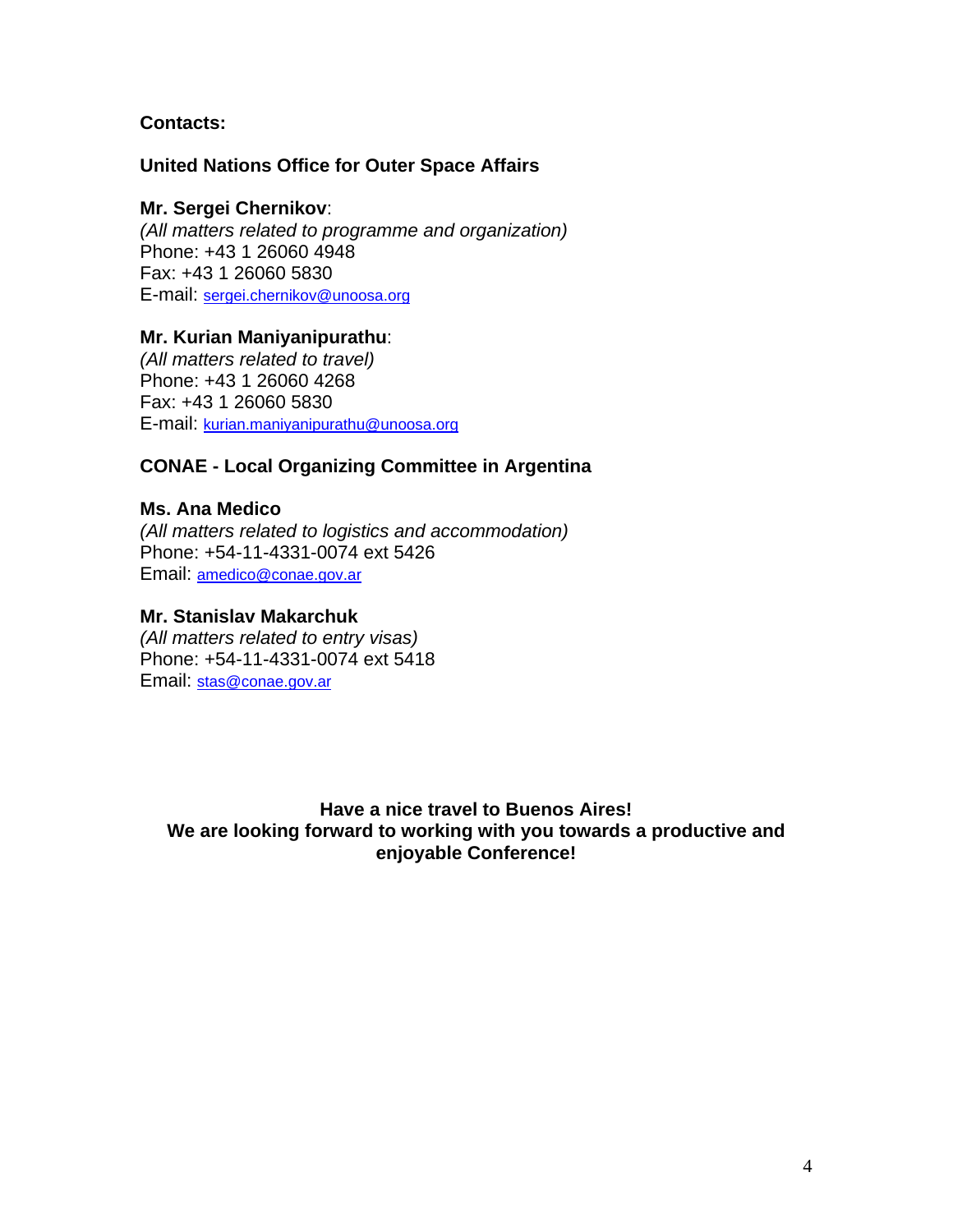**Contacts:**

**United Nations Office for Outer Space Affairs**

**Mr. Sergei Chernikov**:
*(All matters related to programme and organization)*
Phone: +43 1 26060 4948
Fax: +43 1 26060 5830
E-mail: sergei.chernikov@unoosa.org

**Mr. Kurian Maniyanipurathu**:
*(All matters related to travel)*
Phone: +43 1 26060 4268
Fax: +43 1 26060 5830
E-mail: kurian.maniyanipurathu@unoosa.org

**CONAE - Local Organizing Committee in Argentina**

**Ms. Ana Medico**
*(All matters related to logistics and accommodation)*
Phone: +54-11-4331-0074 ext 5426
Email: amedico@conae.gov.ar

**Mr. Stanislav Makarchuk**
*(All matters related to entry visas)*
Phone: +54-11-4331-0074 ext 5418
Email: stas@conae.gov.ar

**Have a nice travel to Buenos Aires!**
**We are looking forward to working with you towards a productive and enjoyable Conference!**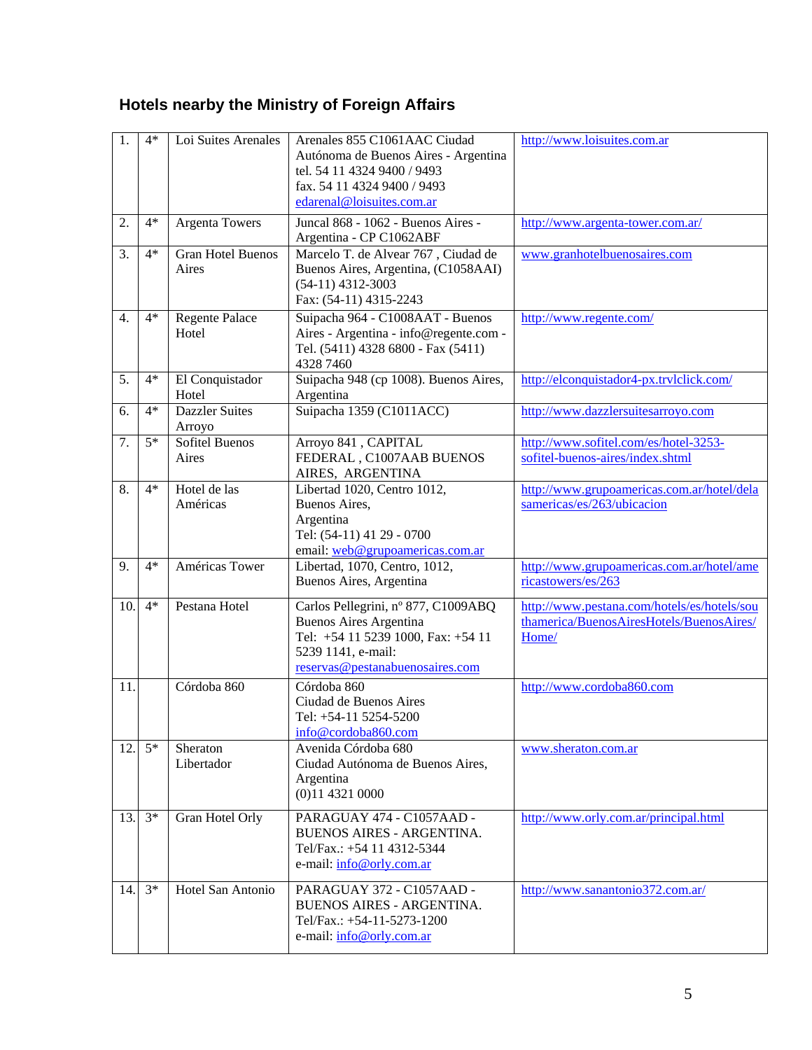## Hotels nearby the Ministry of Foreign Affairs

| | | | | |
|---|---|---|---|---|
| 1. | 4* | Loi Suites Arenales | Arenales 855 C1061AAC Ciudad Autónoma de Buenos Aires - Argentina<br>tel. 54 11 4324 9400 / 9493<br>fax. 54 11 4324 9400 / 9493<br>edarenal@loisuites.com.ar | http://www.loisuites.com.ar |
| 2. | 4* | Argenta Towers | Juncal 868 - 1062 - Buenos Aires - Argentina - CP C1062ABF | http://www.argenta-tower.com.ar/ |
| 3. | 4* | Gran Hotel Buenos Aires | Marcelo T. de Alvear 767 , Ciudad de Buenos Aires, Argentina, (C1058AAI)<br>(54-11) 4312-3003<br>Fax: (54-11) 4315-2243 | www.granhotelbuenosaires.com |
| 4. | 4* | Regente Palace Hotel | Suipacha 964 - C1008AAT - Buenos Aires - Argentina - info@regente.com - Tel. (5411) 4328 6800 - Fax (5411) 4328 7460 | http://www.regente.com/ |
| 5. | 4* | El Conquistador Hotel | Suipacha 948 (cp 1008). Buenos Aires, Argentina | http://elconquistador4-px.trvlclick.com/ |
| 6. | 4* | Dazzler Suites Arroyo | Suipacha 1359 (C1011ACC) | http://www.dazzlersuitesarroyo.com |
| 7. | 5* | Sofitel Buenos Aires | Arroyo 841 , CAPITAL FEDERAL , C1007AAB BUENOS AIRES, ARGENTINA | http://www.sofitel.com/es/hotel-3253-sofitel-buenos-aires/index.shtml |
| 8. | 4* | Hotel de las Américas | Libertad 1020, Centro 1012,<br>Buenos Aires,<br>Argentina<br>Tel: (54-11) 41 29 - 0700<br>email: web@grupoamericas.com.ar | http://www.grupoamericas.com.ar/hotel/delasamericas/es/263/ubicacion |
| 9. | 4* | Américas Tower | Libertad, 1070, Centro, 1012,<br>Buenos Aires, Argentina | http://www.grupoamericas.com.ar/hotel/americastowers/es/263 |
| 10. | 4* | Pestana Hotel | Carlos Pellegrini, nº 877, C1009ABQ Buenos Aires Argentina<br>Tel: +54 11 5239 1000, Fax: +54 11 5239 1141, e-mail: reservas@pestanabuenosaires.com | http://www.pestana.com/hotels/es/hotels/southamerica/BuenosAiresHotels/BuenosAires/Home/ |
| 11. | | Córdoba 860 | Córdoba 860<br>Ciudad de Buenos Aires<br>Tel: +54-11 5254-5200<br>info@cordoba860.com | http://www.cordoba860.com |
| 12. | 5* | Sheraton Libertador | Avenida Córdoba 680<br>Ciudad Autónoma de Buenos Aires, Argentina<br>(0)11 4321 0000 | www.sheraton.com.ar |
| 13. | 3* | Gran Hotel Orly | PARAGUAY 474 - C1057AAD - BUENOS AIRES - ARGENTINA.<br>Tel/Fax.: +54 11 4312-5344<br>e-mail: info@orly.com.ar | http://www.orly.com.ar/principal.html |
| 14. | 3* | Hotel San Antonio | PARAGUAY 372 - C1057AAD - BUENOS AIRES - ARGENTINA.<br>Tel/Fax.: +54-11-5273-1200<br>e-mail: info@orly.com.ar | http://www.sanantonio372.com.ar/ |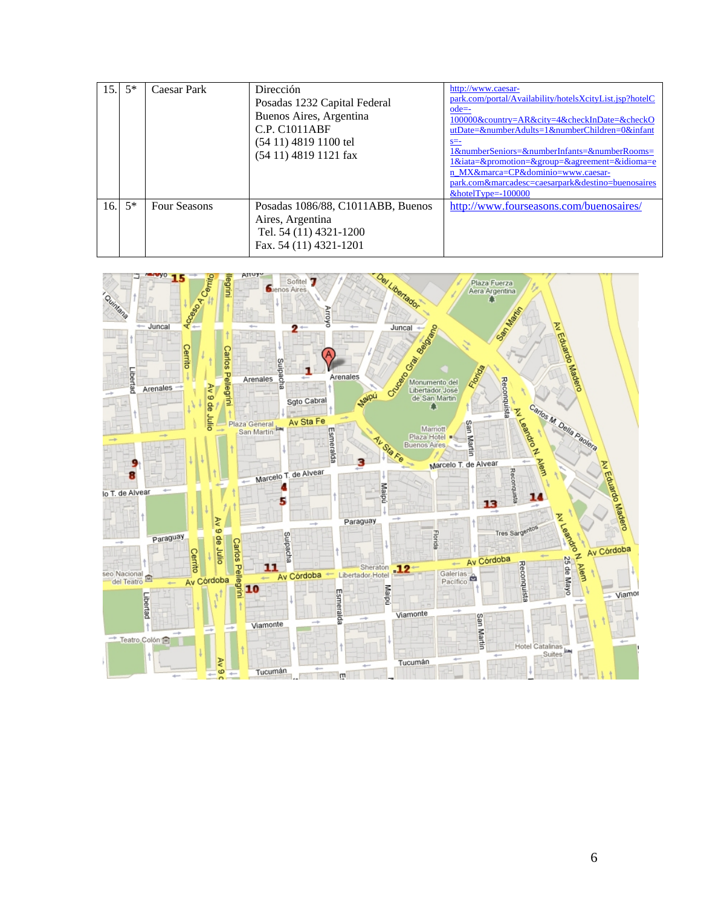| | | | | |
|---|---|---|---|---|
| 15. | 5* | Caesar Park | Dirección<br>Posadas 1232 Capital Federal<br>Buenos Aires, Argentina<br>C.P. C1011ABF<br>(54 11) 4819 1100 tel<br>(54 11) 4819 1121 fax | http://www.caesar-park.com/portal/Availability/hotelsXcityList.jsp?hotelCode=-100000&country=AR&city=4&checkInDate=&checkOutDate=&numberAdults=1&numberChildren=0&infants=-1&numberSeniors=&numberInfants=&numberRooms=1&iata=&promotion=&group=&agreement=&idioma=en_MX&marca=CP&dominio=www.caesar-park.com&marcadesc=caesarpark&destino=buenosaires&hotelType=-100000 |
| 16. | 5* | Four Seasons | Posadas 1086/88, C1011ABB, Buenos Aires, Argentina<br>Tel. 54 (11) 4321-1200<br>Fax. 54 (11) 4321-1201 | http://www.fourseasons.com/buenosaires/ |